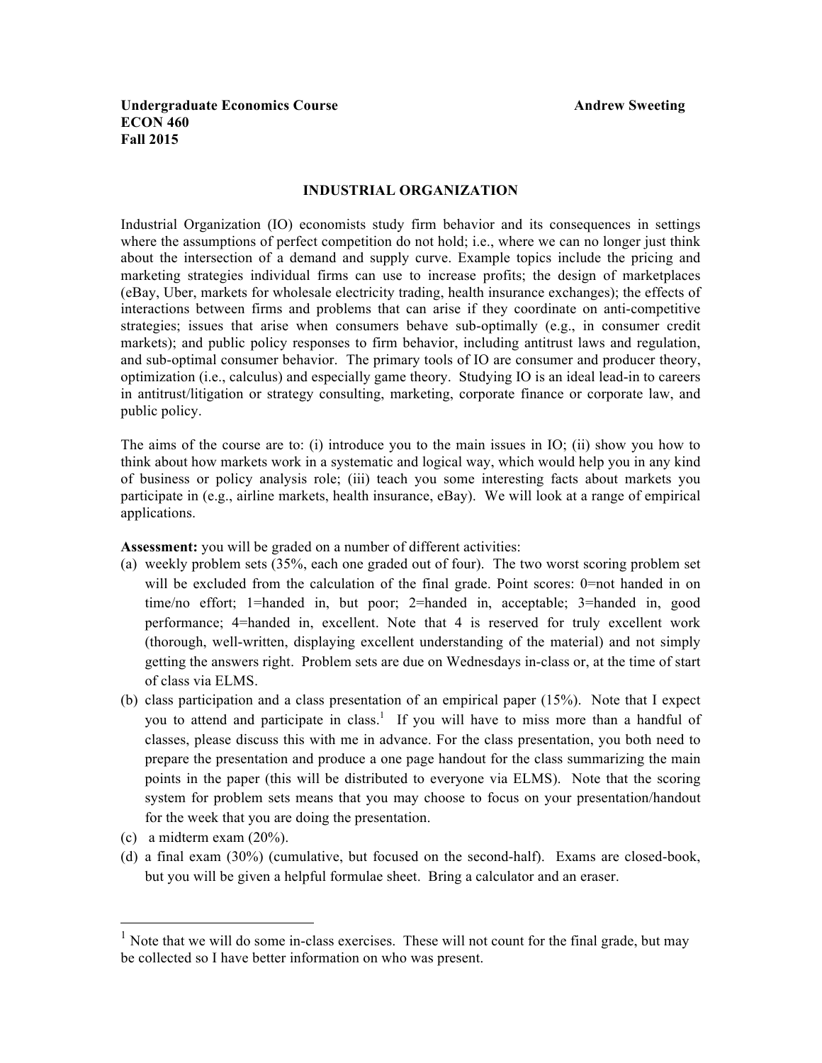**Undergraduate Economics Course** **Andrew Sweeting**
**ECON 460**
**Fall 2015**

# INDUSTRIAL ORGANIZATION

Industrial Organization (IO) economists study firm behavior and its consequences in settings where the assumptions of perfect competition do not hold; i.e., where we can no longer just think about the intersection of a demand and supply curve. Example topics include the pricing and marketing strategies individual firms can use to increase profits; the design of marketplaces (eBay, Uber, markets for wholesale electricity trading, health insurance exchanges); the effects of interactions between firms and problems that can arise if they coordinate on anti-competitive strategies; issues that arise when consumers behave sub-optimally (e.g., in consumer credit markets); and public policy responses to firm behavior, including antitrust laws and regulation, and sub-optimal consumer behavior. The primary tools of IO are consumer and producer theory, optimization (i.e., calculus) and especially game theory. Studying IO is an ideal lead-in to careers in antitrust/litigation or strategy consulting, marketing, corporate finance or corporate law, and public policy.

The aims of the course are to: (i) introduce you to the main issues in IO; (ii) show you how to think about how markets work in a systematic and logical way, which would help you in any kind of business or policy analysis role; (iii) teach you some interesting facts about markets you participate in (e.g., airline markets, health insurance, eBay). We will look at a range of empirical applications.

**Assessment:** you will be graded on a number of different activities:

(a) weekly problem sets (35%, each one graded out of four). The two worst scoring problem set will be excluded from the calculation of the final grade. Point scores: 0=not handed in on time/no effort; 1=handed in, but poor; 2=handed in, acceptable; 3=handed in, good performance; 4=handed in, excellent. Note that 4 is reserved for truly excellent work (thorough, well-written, displaying excellent understanding of the material) and not simply getting the answers right. Problem sets are due on Wednesdays in-class or, at the time of start of class via ELMS.

(b) class participation and a class presentation of an empirical paper (15%). Note that I expect you to attend and participate in class.[1] If you will have to miss more than a handful of classes, please discuss this with me in advance. For the class presentation, you both need to prepare the presentation and produce a one page handout for the class summarizing the main points in the paper (this will be distributed to everyone via ELMS). Note that the scoring system for problem sets means that you may choose to focus on your presentation/handout for the week that you are doing the presentation.

(c) a midterm exam (20%).

(d) a final exam (30%) (cumulative, but focused on the second-half). Exams are closed-book, but you will be given a helpful formulae sheet. Bring a calculator and an eraser.

---

[1] Note that we will do some in-class exercises. These will not count for the final grade, but may be collected so I have better information on who was present.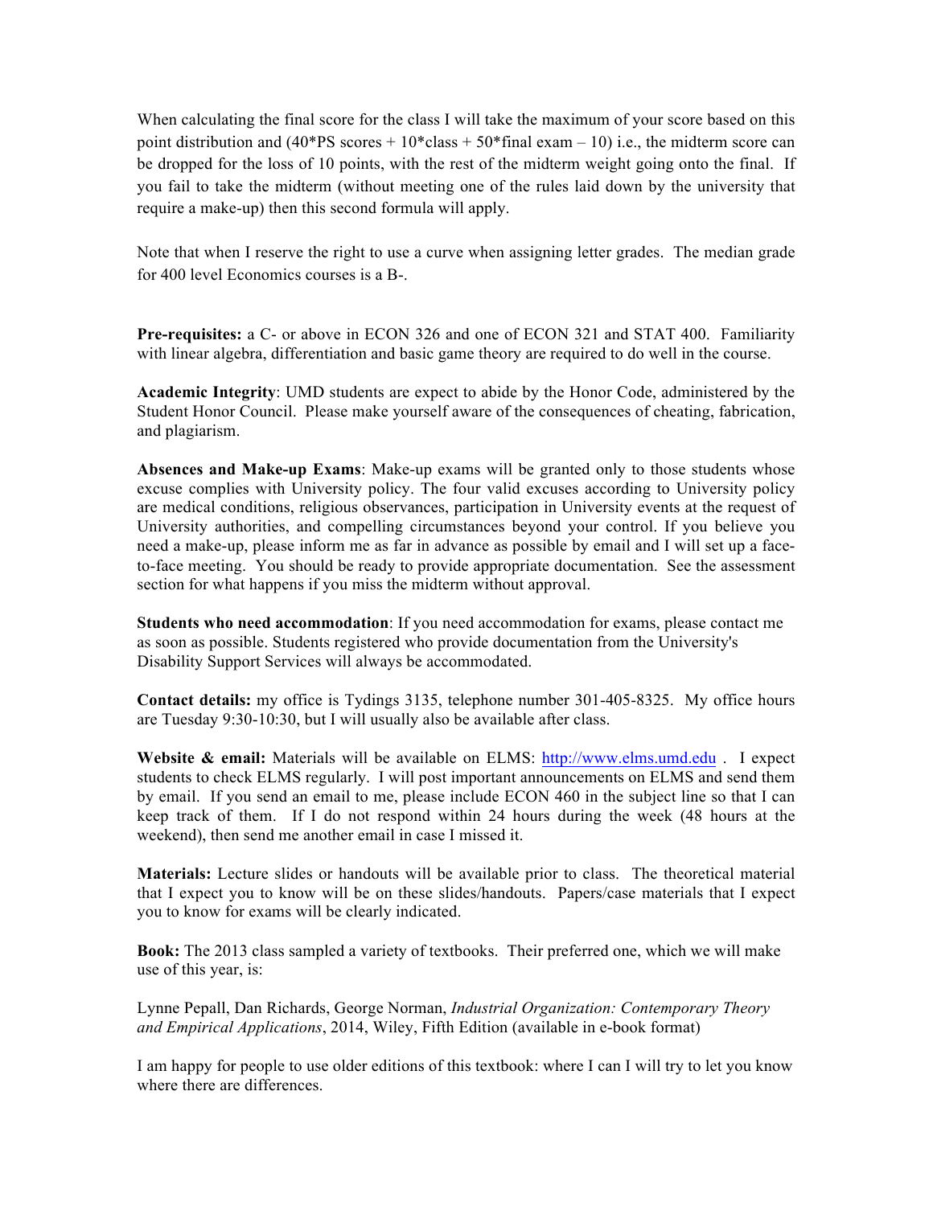When calculating the final score for the class I will take the maximum of your score based on this point distribution and (40*PS scores + 10*class + 50*final exam – 10) i.e., the midterm score can be dropped for the loss of 10 points, with the rest of the midterm weight going onto the final. If you fail to take the midterm (without meeting one of the rules laid down by the university that require a make-up) then this second formula will apply.

Note that when I reserve the right to use a curve when assigning letter grades. The median grade for 400 level Economics courses is a B-.

**Pre-requisites:** a C- or above in ECON 326 and one of ECON 321 and STAT 400. Familiarity with linear algebra, differentiation and basic game theory are required to do well in the course.

**Academic Integrity**: UMD students are expect to abide by the Honor Code, administered by the Student Honor Council. Please make yourself aware of the consequences of cheating, fabrication, and plagiarism.

**Absences and Make-up Exams**: Make-up exams will be granted only to those students whose excuse complies with University policy. The four valid excuses according to University policy are medical conditions, religious observances, participation in University events at the request of University authorities, and compelling circumstances beyond your control. If you believe you need a make-up, please inform me as far in advance as possible by email and I will set up a face-to-face meeting. You should be ready to provide appropriate documentation. See the assessment section for what happens if you miss the midterm without approval.

**Students who need accommodation**: If you need accommodation for exams, please contact me as soon as possible. Students registered who provide documentation from the University's Disability Support Services will always be accommodated.

**Contact details:** my office is Tydings 3135, telephone number 301-405-8325. My office hours are Tuesday 9:30-10:30, but I will usually also be available after class.

**Website & email:** Materials will be available on ELMS: [http://www.elms.umd.edu](http://www.elms.umd.edu) . I expect students to check ELMS regularly. I will post important announcements on ELMS and send them by email. If you send an email to me, please include ECON 460 in the subject line so that I can keep track of them. If I do not respond within 24 hours during the week (48 hours at the weekend), then send me another email in case I missed it.

**Materials:** Lecture slides or handouts will be available prior to class. The theoretical material that I expect you to know will be on these slides/handouts. Papers/case materials that I expect you to know for exams will be clearly indicated.

**Book:** The 2013 class sampled a variety of textbooks. Their preferred one, which we will make use of this year, is:

Lynne Pepall, Dan Richards, George Norman, *Industrial Organization: Contemporary Theory and Empirical Applications*, 2014, Wiley, Fifth Edition (available in e-book format)

I am happy for people to use older editions of this textbook: where I can I will try to let you know where there are differences.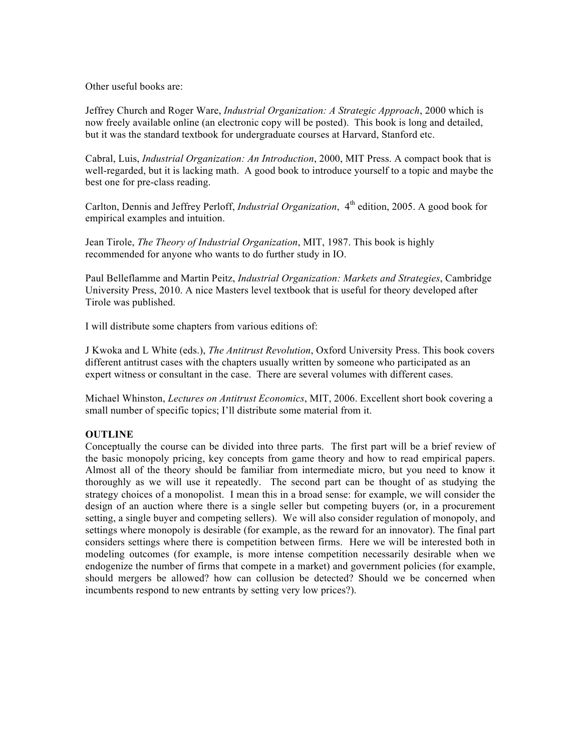Other useful books are:

Jeffrey Church and Roger Ware, *Industrial Organization: A Strategic Approach*, 2000 which is now freely available online (an electronic copy will be posted). This book is long and detailed, but it was the standard textbook for undergraduate courses at Harvard, Stanford etc.

Cabral, Luis, *Industrial Organization: An Introduction*, 2000, MIT Press. A compact book that is well-regarded, but it is lacking math. A good book to introduce yourself to a topic and maybe the best one for pre-class reading.

Carlton, Dennis and Jeffrey Perloff, *Industrial Organization*, 4th edition, 2005. A good book for empirical examples and intuition.

Jean Tirole, *The Theory of Industrial Organization*, MIT, 1987. This book is highly recommended for anyone who wants to do further study in IO.

Paul Belleflamme and Martin Peitz, *Industrial Organization: Markets and Strategies*, Cambridge University Press, 2010. A nice Masters level textbook that is useful for theory developed after Tirole was published.

I will distribute some chapters from various editions of:

J Kwoka and L White (eds.), *The Antitrust Revolution*, Oxford University Press. This book covers different antitrust cases with the chapters usually written by someone who participated as an expert witness or consultant in the case. There are several volumes with different cases.

Michael Whinston, *Lectures on Antitrust Economics*, MIT, 2006. Excellent short book covering a small number of specific topics; I'll distribute some material from it.

**OUTLINE**

Conceptually the course can be divided into three parts. The first part will be a brief review of the basic monopoly pricing, key concepts from game theory and how to read empirical papers. Almost all of the theory should be familiar from intermediate micro, but you need to know it thoroughly as we will use it repeatedly. The second part can be thought of as studying the strategy choices of a monopolist. I mean this in a broad sense: for example, we will consider the design of an auction where there is a single seller but competing buyers (or, in a procurement setting, a single buyer and competing sellers). We will also consider regulation of monopoly, and settings where monopoly is desirable (for example, as the reward for an innovator). The final part considers settings where there is competition between firms. Here we will be interested both in modeling outcomes (for example, is more intense competition necessarily desirable when we endogenize the number of firms that compete in a market) and government policies (for example, should mergers be allowed? how can collusion be detected? Should we be concerned when incumbents respond to new entrants by setting very low prices?).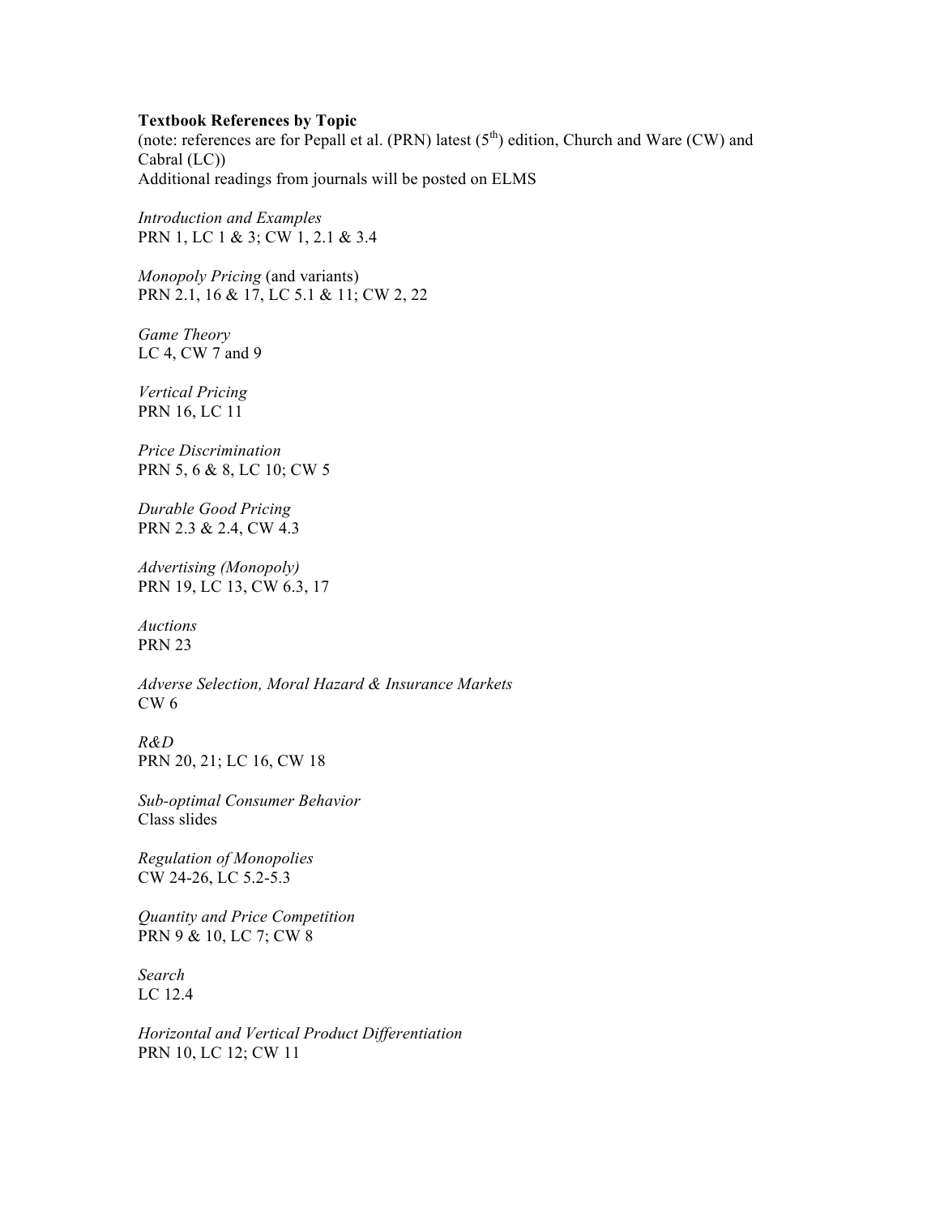**Textbook References by Topic**
(note: references are for Pepall et al. (PRN) latest (5th) edition, Church and Ware (CW) and Cabral (LC))
Additional readings from journals will be posted on ELMS

*Introduction and Examples*
PRN 1, LC 1 & 3; CW 1, 2.1 & 3.4

*Monopoly Pricing* (and variants)
PRN 2.1, 16 & 17, LC 5.1 & 11; CW 2, 22

*Game Theory*
LC 4, CW 7 and 9

*Vertical Pricing*
PRN 16, LC 11

*Price Discrimination*
PRN 5, 6 & 8, LC 10; CW 5

*Durable Good Pricing*
PRN 2.3 & 2.4, CW 4.3

*Advertising (Monopoly)*
PRN 19, LC 13, CW 6.3, 17

*Auctions*
PRN 23

*Adverse Selection, Moral Hazard & Insurance Markets*
CW 6

*R&D*
PRN 20, 21; LC 16, CW 18

*Sub-optimal Consumer Behavior*
Class slides

*Regulation of Monopolies*
CW 24-26, LC 5.2-5.3

*Quantity and Price Competition*
PRN 9 & 10, LC 7; CW 8

*Search*
LC 12.4

*Horizontal and Vertical Product Differentiation*
PRN 10, LC 12; CW 11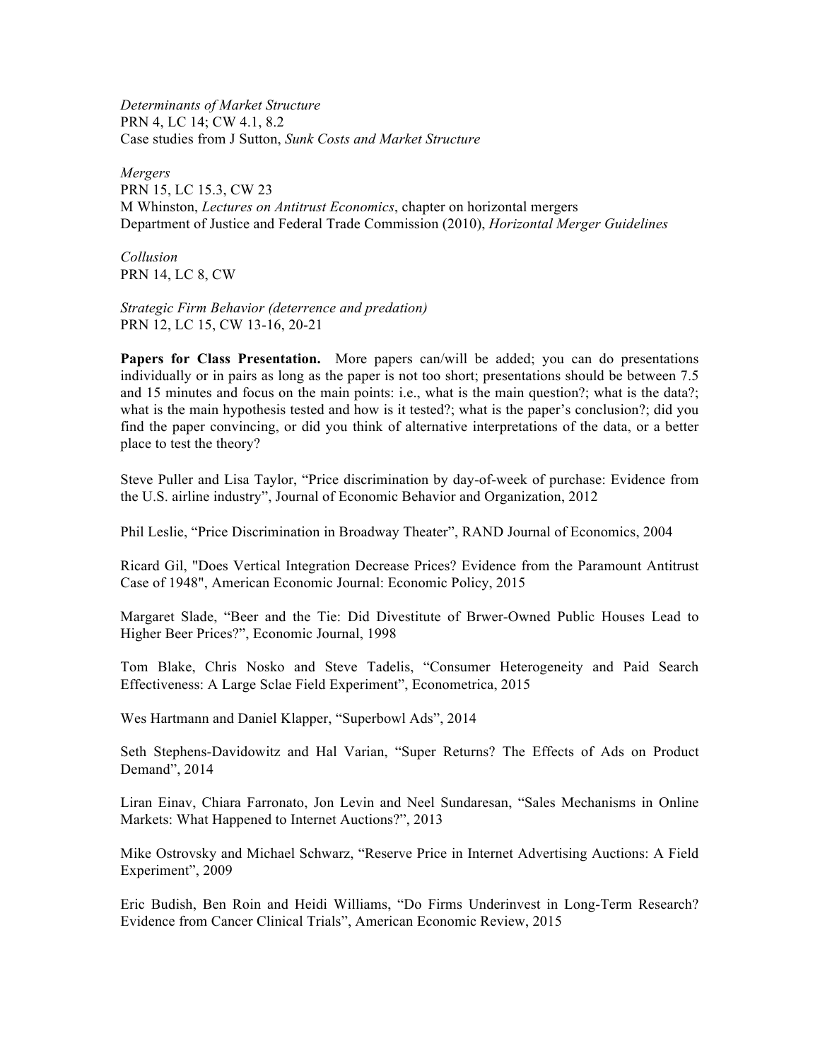*Determinants of Market Structure*
PRN 4, LC 14; CW 4.1, 8.2
Case studies from J Sutton, *Sunk Costs and Market Structure*

*Mergers*
PRN 15, LC 15.3, CW 23
M Whinston, *Lectures on Antitrust Economics*, chapter on horizontal mergers
Department of Justice and Federal Trade Commission (2010), *Horizontal Merger Guidelines*

*Collusion*
PRN 14, LC 8, CW

*Strategic Firm Behavior (deterrence and predation)*
PRN 12, LC 15, CW 13-16, 20-21

**Papers for Class Presentation.** More papers can/will be added; you can do presentations individually or in pairs as long as the paper is not too short; presentations should be between 7.5 and 15 minutes and focus on the main points: i.e., what is the main question?; what is the data?; what is the main hypothesis tested and how is it tested?; what is the paper's conclusion?; did you find the paper convincing, or did you think of alternative interpretations of the data, or a better place to test the theory?

Steve Puller and Lisa Taylor, "Price discrimination by day-of-week of purchase: Evidence from the U.S. airline industry", Journal of Economic Behavior and Organization, 2012

Phil Leslie, "Price Discrimination in Broadway Theater", RAND Journal of Economics, 2004

Ricard Gil, "Does Vertical Integration Decrease Prices? Evidence from the Paramount Antitrust Case of 1948", American Economic Journal: Economic Policy, 2015

Margaret Slade, "Beer and the Tie: Did Divestitute of Brwer-Owned Public Houses Lead to Higher Beer Prices?", Economic Journal, 1998

Tom Blake, Chris Nosko and Steve Tadelis, "Consumer Heterogeneity and Paid Search Effectiveness: A Large Sclae Field Experiment", Econometrica, 2015

Wes Hartmann and Daniel Klapper, "Superbowl Ads", 2014

Seth Stephens-Davidowitz and Hal Varian, "Super Returns? The Effects of Ads on Product Demand", 2014

Liran Einav, Chiara Farronato, Jon Levin and Neel Sundaresan, "Sales Mechanisms in Online Markets: What Happened to Internet Auctions?", 2013

Mike Ostrovsky and Michael Schwarz, "Reserve Price in Internet Advertising Auctions: A Field Experiment", 2009

Eric Budish, Ben Roin and Heidi Williams, "Do Firms Underinvest in Long-Term Research? Evidence from Cancer Clinical Trials", American Economic Review, 2015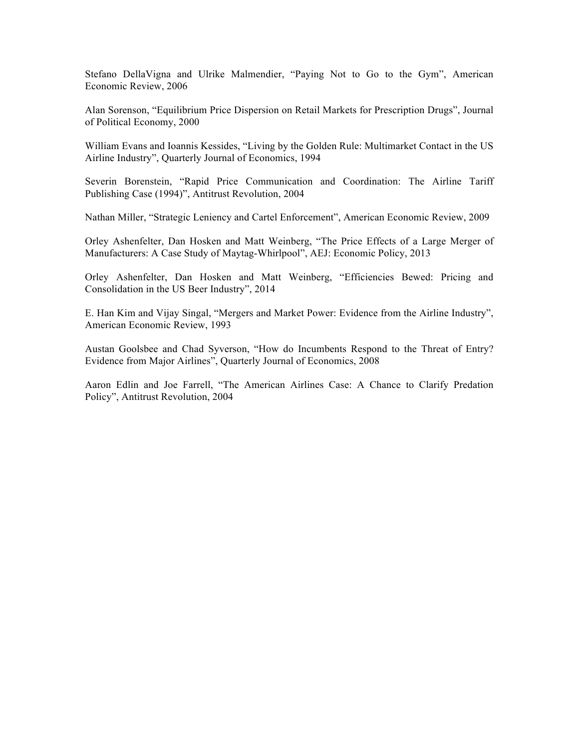Stefano DellaVigna and Ulrike Malmendier, "Paying Not to Go to the Gym", American Economic Review, 2006

Alan Sorenson, "Equilibrium Price Dispersion on Retail Markets for Prescription Drugs", Journal of Political Economy, 2000

William Evans and Ioannis Kessides, "Living by the Golden Rule: Multimarket Contact in the US Airline Industry", Quarterly Journal of Economics, 1994

Severin Borenstein, "Rapid Price Communication and Coordination: The Airline Tariff Publishing Case (1994)", Antitrust Revolution, 2004

Nathan Miller, "Strategic Leniency and Cartel Enforcement", American Economic Review, 2009

Orley Ashenfelter, Dan Hosken and Matt Weinberg, "The Price Effects of a Large Merger of Manufacturers: A Case Study of Maytag-Whirlpool", AEJ: Economic Policy, 2013

Orley Ashenfelter, Dan Hosken and Matt Weinberg, "Efficiencies Bewed: Pricing and Consolidation in the US Beer Industry", 2014

E. Han Kim and Vijay Singal, "Mergers and Market Power: Evidence from the Airline Industry", American Economic Review, 1993

Austan Goolsbee and Chad Syverson, "How do Incumbents Respond to the Threat of Entry? Evidence from Major Airlines", Quarterly Journal of Economics, 2008

Aaron Edlin and Joe Farrell, "The American Airlines Case: A Chance to Clarify Predation Policy", Antitrust Revolution, 2004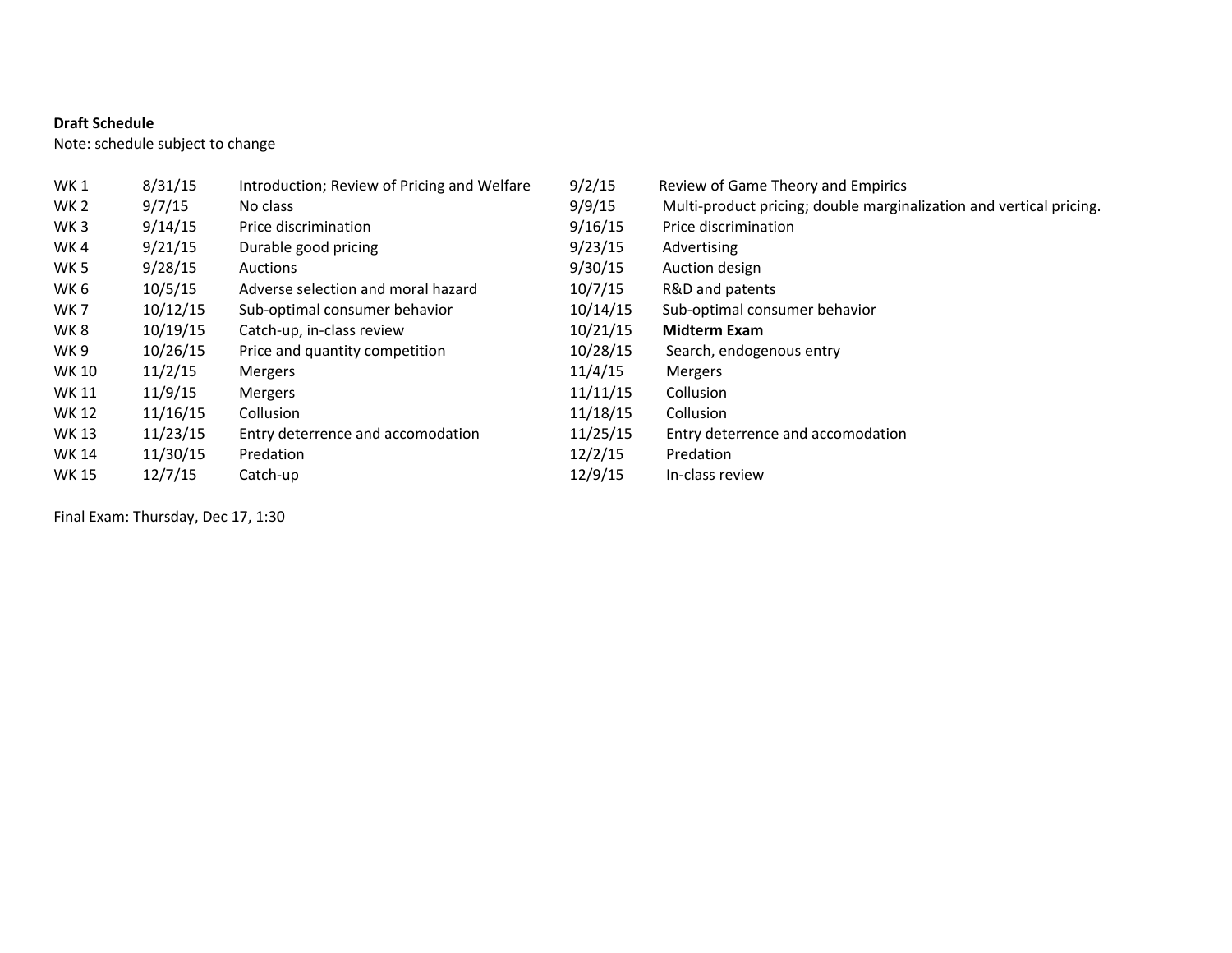**Draft Schedule**

Note: schedule subject to change

| | | | | |
|---|---|---|---|---|
| WK 1 | 8/31/15 | Introduction; Review of Pricing and Welfare | 9/2/15 | Review of Game Theory and Empirics |
| WK 2 | 9/7/15 | No class | 9/9/15 | Multi-product pricing; double marginalization and vertical pricing. |
| WK 3 | 9/14/15 | Price discrimination | 9/16/15 | Price discrimination |
| WK 4 | 9/21/15 | Durable good pricing | 9/23/15 | Advertising |
| WK 5 | 9/28/15 | Auctions | 9/30/15 | Auction design |
| WK 6 | 10/5/15 | Adverse selection and moral hazard | 10/7/15 | R&D and patents |
| WK 7 | 10/12/15 | Sub-optimal consumer behavior | 10/14/15 | Sub-optimal consumer behavior |
| WK 8 | 10/19/15 | Catch-up, in-class review | 10/21/15 | **Midterm Exam** |
| WK 9 | 10/26/15 | Price and quantity competition | 10/28/15 | Search, endogenous entry |
| WK 10 | 11/2/15 | Mergers | 11/4/15 | Mergers |
| WK 11 | 11/9/15 | Mergers | 11/11/15 | Collusion |
| WK 12 | 11/16/15 | Collusion | 11/18/15 | Collusion |
| WK 13 | 11/23/15 | Entry deterrence and accomodation | 11/25/15 | Entry deterrence and accomodation |
| WK 14 | 11/30/15 | Predation | 12/2/15 | Predation |
| WK 15 | 12/7/15 | Catch-up | 12/9/15 | In-class review |

Final Exam: Thursday, Dec 17, 1:30